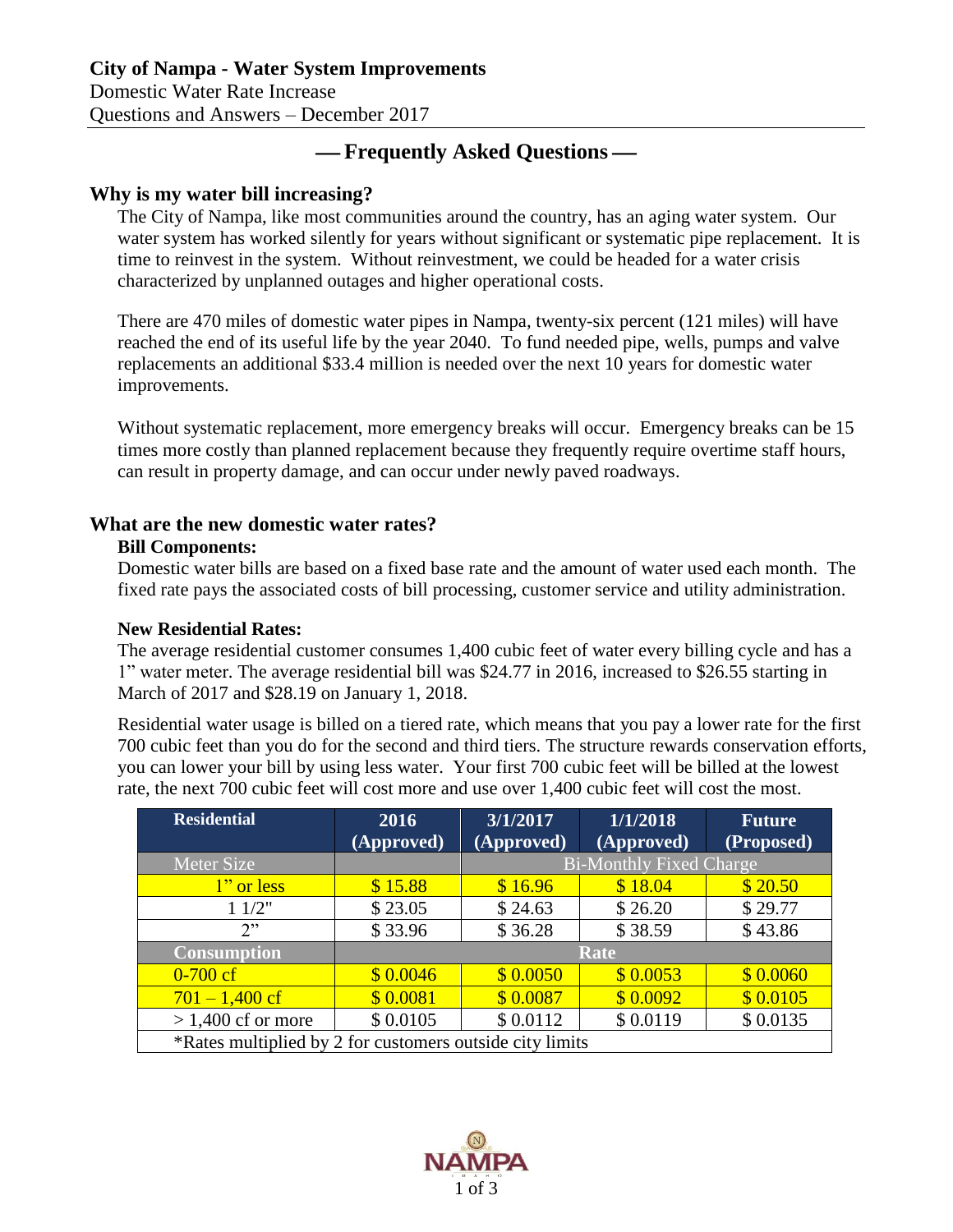**City of Nampa - Water System Improvements**
Domestic Water Rate Increase
Questions and Answers – December 2017

## — Frequently Asked Questions —

### Why is my water bill increasing?

The City of Nampa, like most communities around the country, has an aging water system. Our water system has worked silently for years without significant or systematic pipe replacement. It is time to reinvest in the system. Without reinvestment, we could be headed for a water crisis characterized by unplanned outages and higher operational costs.

There are 470 miles of domestic water pipes in Nampa, twenty-six percent (121 miles) will have reached the end of its useful life by the year 2040. To fund needed pipe, wells, pumps and valve replacements an additional $33.4 million is needed over the next 10 years for domestic water improvements.

Without systematic replacement, more emergency breaks will occur. Emergency breaks can be 15 times more costly than planned replacement because they frequently require overtime staff hours, can result in property damage, and can occur under newly paved roadways.

### What are the new domestic water rates?

**Bill Components:**

Domestic water bills are based on a fixed base rate and the amount of water used each month. The fixed rate pays the associated costs of bill processing, customer service and utility administration.

**New Residential Rates:**

The average residential customer consumes 1,400 cubic feet of water every billing cycle and has a 1" water meter. The average residential bill was $24.77 in 2016, increased to $26.55 starting in March of 2017 and $28.19 on January 1, 2018.

Residential water usage is billed on a tiered rate, which means that you pay a lower rate for the first 700 cubic feet than you do for the second and third tiers. The structure rewards conservation efforts, you can lower your bill by using less water. Your first 700 cubic feet will be billed at the lowest rate, the next 700 cubic feet will cost more and use over 1,400 cubic feet will cost the most.

| Residential | 2016 (Approved) | 3/1/2017 (Approved) | 1/1/2018 (Approved) | Future (Proposed) |
|---|---|---|---|---|
| Meter Size | | Bi-Monthly Fixed Charge | | |
| 1" or less | $ 15.88 | $ 16.96 | $ 18.04 | $ 20.50 |
| 1 1/2" | $ 23.05 | $ 24.63 | $ 26.20 | $ 29.77 |
| 2" | $ 33.96 | $ 36.28 | $ 38.59 | $ 43.86 |
| Consumption | Rate | | | |
| 0-700 cf | $ 0.0046 | $ 0.0050 | $ 0.0053 | $ 0.0060 |
| 701 – 1,400 cf | $ 0.0081 | $ 0.0087 | $ 0.0092 | $ 0.0105 |
| > 1,400 cf or more | $ 0.0105 | $ 0.0112 | $ 0.0119 | $ 0.0135 |
| *Rates multiplied by 2 for customers outside city limits | | | | |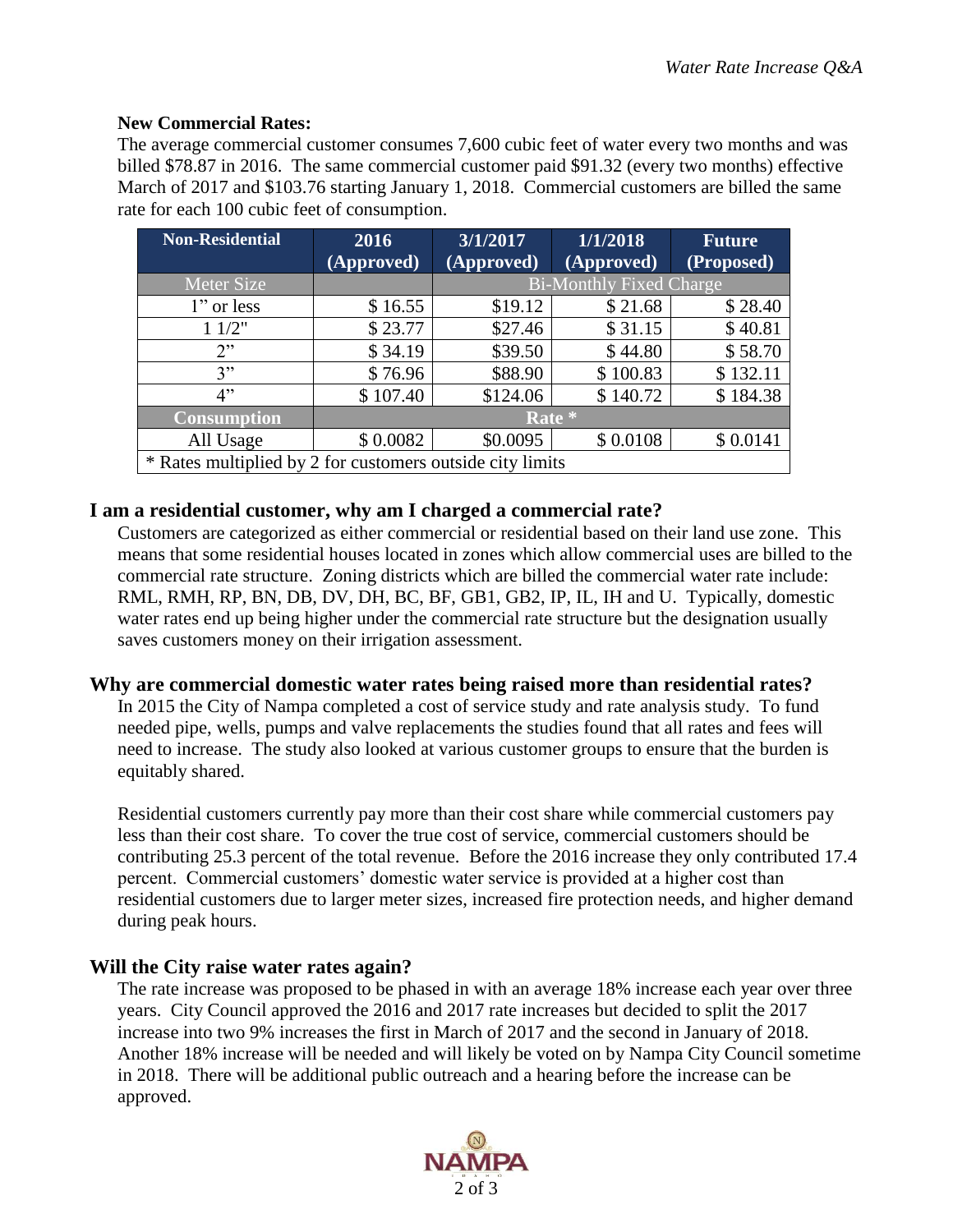### New Commercial Rates:

The average commercial customer consumes 7,600 cubic feet of water every two months and was billed $78.87 in 2016. The same commercial customer paid $91.32 (every two months) effective March of 2017 and $103.76 starting January 1, 2018. Commercial customers are billed the same rate for each 100 cubic feet of consumption.

| Non-Residential | 2016 (Approved) | 3/1/2017 (Approved) | 1/1/2018 (Approved) | Future (Proposed) |
|---|---|---|---|---|
| Meter Size | | Bi-Monthly Fixed Charge | | |
| 1" or less | $ 16.55 | $19.12 | $ 21.68 | $ 28.40 |
| 1 1/2" | $ 23.77 | $27.46 | $ 31.15 | $ 40.81 |
| 2" | $ 34.19 | $39.50 | $ 44.80 | $ 58.70 |
| 3" | $ 76.96 | $88.90 | $ 100.83 | $ 132.11 |
| 4" | $ 107.40 | $124.06 | $ 140.72 | $ 184.38 |
| Consumption | Rate * | | | |
| All Usage | $ 0.0082 | $0.0095 | $ 0.0108 | $ 0.0141 |
| * Rates multiplied by 2 for customers outside city limits | | | | |

## I am a residential customer, why am I charged a commercial rate?

Customers are categorized as either commercial or residential based on their land use zone. This means that some residential houses located in zones which allow commercial uses are billed to the commercial rate structure. Zoning districts which are billed the commercial water rate include: RML, RMH, RP, BN, DB, DV, DH, BC, BF, GB1, GB2, IP, IL, IH and U. Typically, domestic water rates end up being higher under the commercial rate structure but the designation usually saves customers money on their irrigation assessment.

## Why are commercial domestic water rates being raised more than residential rates?

In 2015 the City of Nampa completed a cost of service study and rate analysis study. To fund needed pipe, wells, pumps and valve replacements the studies found that all rates and fees will need to increase. The study also looked at various customer groups to ensure that the burden is equitably shared.

Residential customers currently pay more than their cost share while commercial customers pay less than their cost share. To cover the true cost of service, commercial customers should be contributing 25.3 percent of the total revenue. Before the 2016 increase they only contributed 17.4 percent. Commercial customers' domestic water service is provided at a higher cost than residential customers due to larger meter sizes, increased fire protection needs, and higher demand during peak hours.

## Will the City raise water rates again?

The rate increase was proposed to be phased in with an average 18% increase each year over three years. City Council approved the 2016 and 2017 rate increases but decided to split the 2017 increase into two 9% increases the first in March of 2017 and the second in January of 2018. Another 18% increase will be needed and will likely be voted on by Nampa City Council sometime in 2018. There will be additional public outreach and a hearing before the increase can be approved.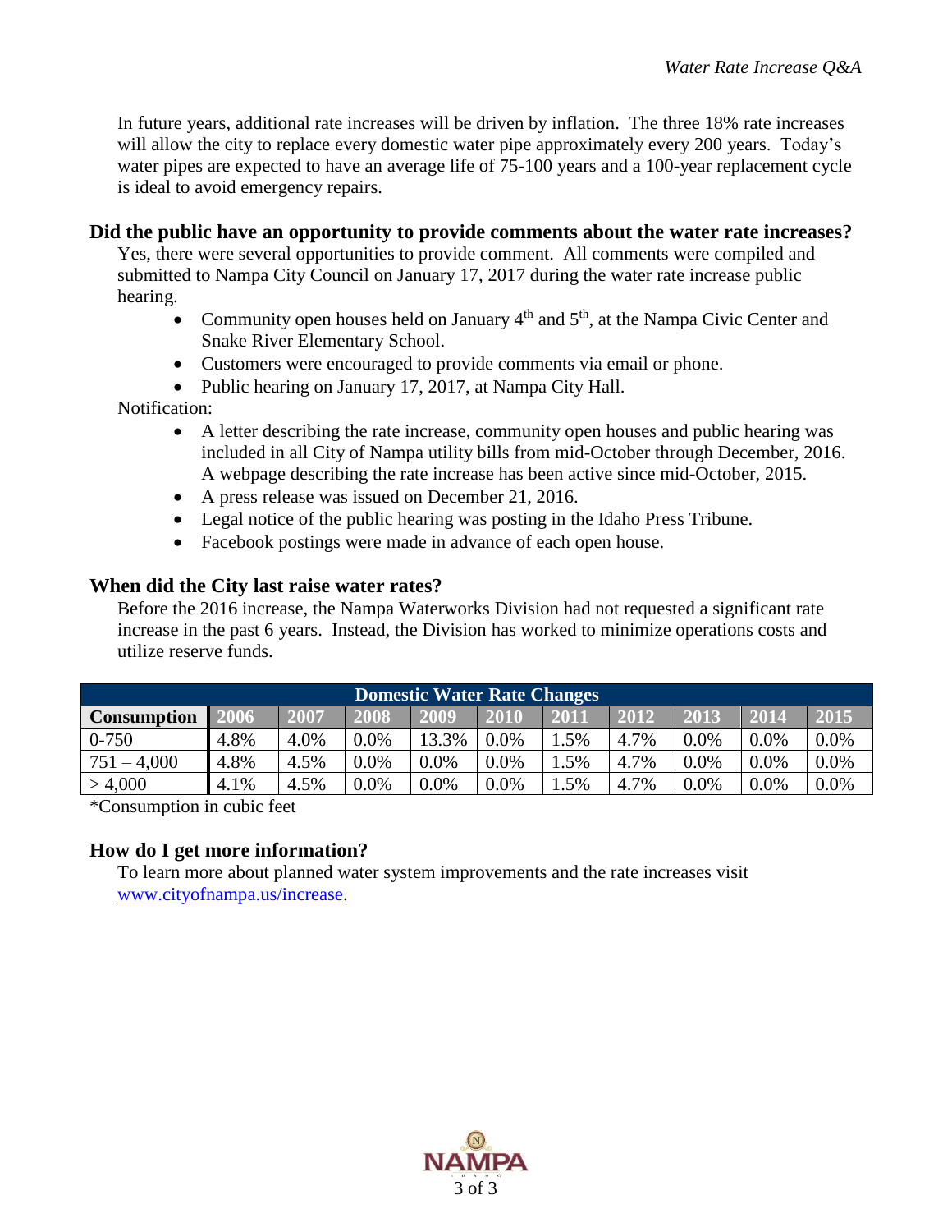In future years, additional rate increases will be driven by inflation. The three 18% rate increases will allow the city to replace every domestic water pipe approximately every 200 years. Today's water pipes are expected to have an average life of 75-100 years and a 100-year replacement cycle is ideal to avoid emergency repairs.

### Did the public have an opportunity to provide comments about the water rate increases?

Yes, there were several opportunities to provide comment. All comments were compiled and submitted to Nampa City Council on January 17, 2017 during the water rate increase public hearing.

- Community open houses held on January 4th and 5th, at the Nampa Civic Center and Snake River Elementary School.
- Customers were encouraged to provide comments via email or phone.
- Public hearing on January 17, 2017, at Nampa City Hall.

Notification:

- A letter describing the rate increase, community open houses and public hearing was included in all City of Nampa utility bills from mid-October through December, 2016. A webpage describing the rate increase has been active since mid-October, 2015.
- A press release was issued on December 21, 2016.
- Legal notice of the public hearing was posting in the Idaho Press Tribune.
- Facebook postings were made in advance of each open house.

### When did the City last raise water rates?

Before the 2016 increase, the Nampa Waterworks Division had not requested a significant rate increase in the past 6 years. Instead, the Division has worked to minimize operations costs and utilize reserve funds.

| Domestic Water Rate Changes | | | | | | | | | | |
|---|---|---|---|---|---|---|---|---|---|---|
| **Consumption** | **2006** | **2007** | **2008** | **2009** | **2010** | **2011** | **2012** | **2013** | **2014** | **2015** |
| 0-750 | 4.8% | 4.0% | 0.0% | 13.3% | 0.0% | 1.5% | 4.7% | 0.0% | 0.0% | 0.0% |
| 751 – 4,000 | 4.8% | 4.5% | 0.0% | 0.0% | 0.0% | 1.5% | 4.7% | 0.0% | 0.0% | 0.0% |
| > 4,000 | 4.1% | 4.5% | 0.0% | 0.0% | 0.0% | 1.5% | 4.7% | 0.0% | 0.0% | 0.0% |

*Consumption in cubic feet

### How do I get more information?

To learn more about planned water system improvements and the rate increases visit [www.cityofnampa.us/increase](www.cityofnampa.us/increase).